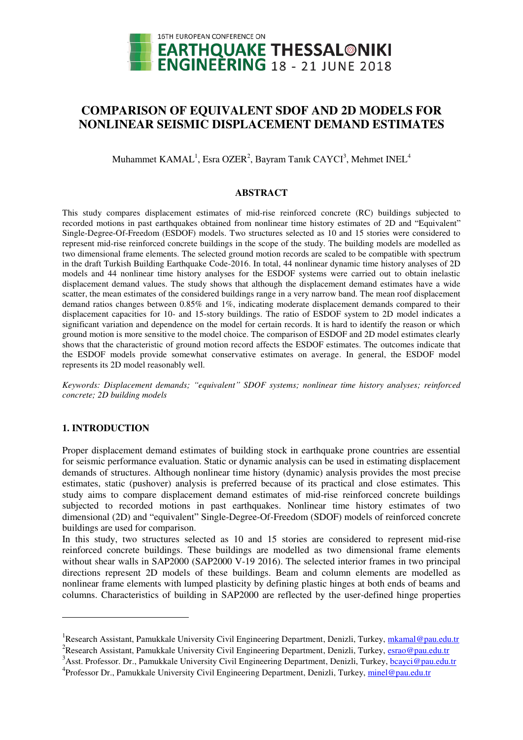# COMPARISON OF EQUIVALENT SDOF AND 2D MODELS FOR NONLINEAR SEISMIC DISPLACEMENT DEMAND ESTIMATES

Muhammet KAMAL[1], Esra OZER[2], Bayram Tanık CAYCI[3], Mehmet INEL[4]

## ABSTRACT

This study compares displacement estimates of mid-rise reinforced concrete (RC) buildings subjected to recorded motions in past earthquakes obtained from nonlinear time history estimates of 2D and "Equivalent" Single-Degree-Of-Freedom (ESDOF) models. Two structures selected as 10 and 15 stories were considered to represent mid-rise reinforced concrete buildings in the scope of the study. The building models are modelled as two dimensional frame elements. The selected ground motion records are scaled to be compatible with spectrum in the draft Turkish Building Earthquake Code-2016. In total, 44 nonlinear dynamic time history analyses of 2D models and 44 nonlinear time history analyses for the ESDOF systems were carried out to obtain inelastic displacement demand values. The study shows that although the displacement demand estimates have a wide scatter, the mean estimates of the considered buildings range in a very narrow band. The mean roof displacement demand ratios changes between 0.85% and 1%, indicating moderate displacement demands compared to their displacement capacities for 10- and 15-story buildings. The ratio of ESDOF system to 2D model indicates a significant variation and dependence on the model for certain records. It is hard to identify the reason or which ground motion is more sensitive to the model choice. The comparison of ESDOF and 2D model estimates clearly shows that the characteristic of ground motion record affects the ESDOF estimates. The outcomes indicate that the ESDOF models provide somewhat conservative estimates on average. In general, the ESDOF model represents its 2D model reasonably well.

*Keywords: Displacement demands; "equivalent" SDOF systems; nonlinear time history analyses; reinforced concrete; 2D building models*

## 1. INTRODUCTION

Proper displacement demand estimates of building stock in earthquake prone countries are essential for seismic performance evaluation. Static or dynamic analysis can be used in estimating displacement demands of structures. Although nonlinear time history (dynamic) analysis provides the most precise estimates, static (pushover) analysis is preferred because of its practical and close estimates. This study aims to compare displacement demand estimates of mid-rise reinforced concrete buildings subjected to recorded motions in past earthquakes. Nonlinear time history estimates of two dimensional (2D) and "equivalent" Single-Degree-Of-Freedom (SDOF) models of reinforced concrete buildings are used for comparison.

In this study, two structures selected as 10 and 15 stories are considered to represent mid-rise reinforced concrete buildings. These buildings are modelled as two dimensional frame elements without shear walls in SAP2000 (SAP2000 V-19 2016). The selected interior frames in two principal directions represent 2D models of these buildings. Beam and column elements are modelled as nonlinear frame elements with lumped plasticity by defining plastic hinges at both ends of beams and columns. Characteristics of building in SAP2000 are reflected by the user-defined hinge properties

---

[1]Research Assistant, Pamukkale University Civil Engineering Department, Denizli, Turkey, mkamal@pau.edu.tr

[2]Research Assistant, Pamukkale University Civil Engineering Department, Denizli, Turkey, esrao@pau.edu.tr

[3]Asst. Professor. Dr., Pamukkale University Civil Engineering Department, Denizli, Turkey, bcayci@pau.edu.tr

[4]Professor Dr., Pamukkale University Civil Engineering Department, Denizli, Turkey, minel@pau.edu.tr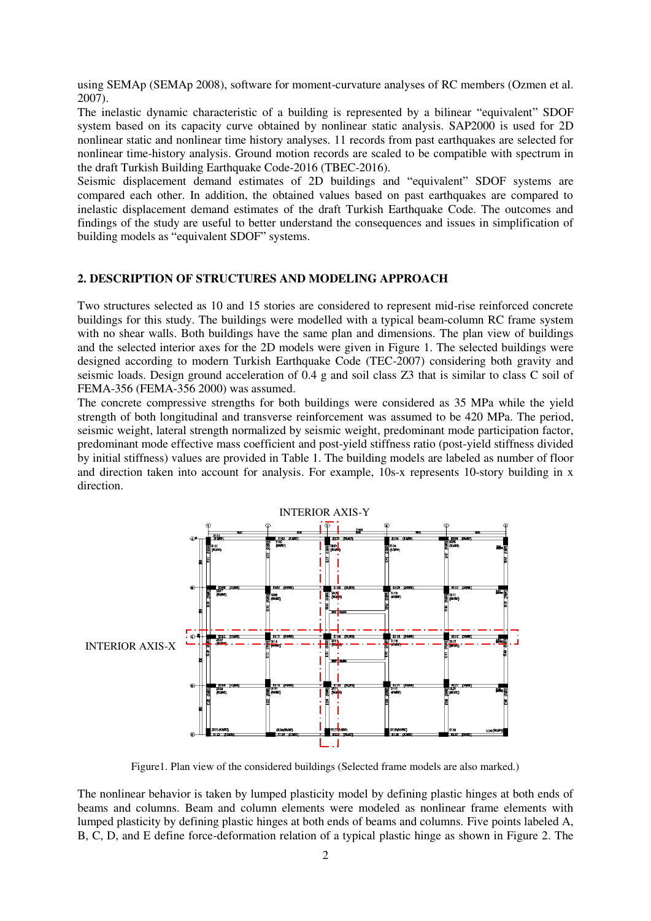using SEMAp (SEMAp 2008), software for moment-curvature analyses of RC members (Ozmen et al. 2007).

The inelastic dynamic characteristic of a building is represented by a bilinear "equivalent" SDOF system based on its capacity curve obtained by nonlinear static analysis. SAP2000 is used for 2D nonlinear static and nonlinear time history analyses. 11 records from past earthquakes are selected for nonlinear time-history analysis. Ground motion records are scaled to be compatible with spectrum in the draft Turkish Building Earthquake Code-2016 (TBEC-2016).

Seismic displacement demand estimates of 2D buildings and "equivalent" SDOF systems are compared each other. In addition, the obtained values based on past earthquakes are compared to inelastic displacement demand estimates of the draft Turkish Earthquake Code. The outcomes and findings of the study are useful to better understand the consequences and issues in simplification of building models as "equivalent SDOF" systems.

## 2. DESCRIPTION OF STRUCTURES AND MODELING APPROACH

Two structures selected as 10 and 15 stories are considered to represent mid-rise reinforced concrete buildings for this study. The buildings were modelled with a typical beam-column RC frame system with no shear walls. Both buildings have the same plan and dimensions. The plan view of buildings and the selected interior axes for the 2D models were given in Figure 1. The selected buildings were designed according to modern Turkish Earthquake Code (TEC-2007) considering both gravity and seismic loads. Design ground acceleration of 0.4 g and soil class Z3 that is similar to class C soil of FEMA-356 (FEMA-356 2000) was assumed.

The concrete compressive strengths for both buildings were considered as 35 MPa while the yield strength of both longitudinal and transverse reinforcement was assumed to be 420 MPa. The period, seismic weight, lateral strength normalized by seismic weight, predominant mode participation factor, predominant mode effective mass coefficient and post-yield stiffness ratio (post-yield stiffness divided by initial stiffness) values are provided in Table 1. The building models are labeled as number of floor and direction taken into account for analysis. For example, 10s-x represents 10-story building in x direction.

Figure1. Plan view of the considered buildings (Selected frame models are also marked.)

The nonlinear behavior is taken by lumped plasticity model by defining plastic hinges at both ends of beams and columns. Beam and column elements were modeled as nonlinear frame elements with lumped plasticity by defining plastic hinges at both ends of beams and columns. Five points labeled A, B, C, D, and E define force-deformation relation of a typical plastic hinge as shown in Figure 2. The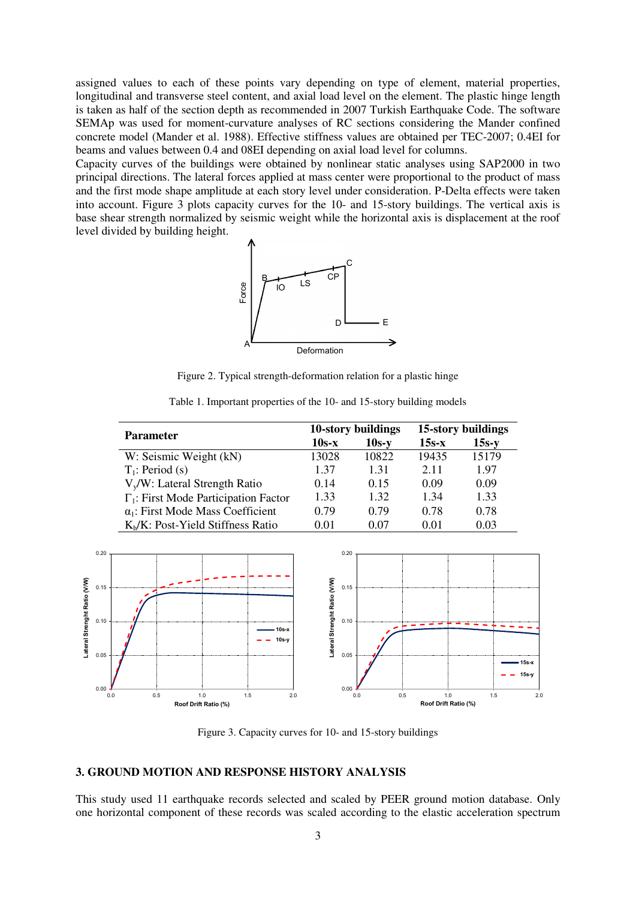assigned values to each of these points vary depending on type of element, material properties, longitudinal and transverse steel content, and axial load level on the element. The plastic hinge length is taken as half of the section depth as recommended in 2007 Turkish Earthquake Code. The software SEMAp was used for moment-curvature analyses of RC sections considering the Mander confined concrete model (Mander et al. 1988). Effective stiffness values are obtained per TEC-2007; 0.4EI for beams and values between 0.4 and 08EI depending on axial load level for columns.

Capacity curves of the buildings were obtained by nonlinear static analyses using SAP2000 in two principal directions. The lateral forces applied at mass center were proportional to the product of mass and the first mode shape amplitude at each story level under consideration. P-Delta effects were taken into account. Figure 3 plots capacity curves for the 10- and 15-story buildings. The vertical axis is base shear strength normalized by seismic weight while the horizontal axis is displacement at the roof level divided by building height.

Figure 2. Typical strength-deformation relation for a plastic hinge

Table 1. Important properties of the 10- and 15-story building models

| Parameter | 10-story buildings | | 15-story buildings | |
|---|---|---|---|---|
| | 10s-x | 10s-y | 15s-x | 15s-y |
| W: Seismic Weight (kN) | 13028 | 10822 | 19435 | 15179 |
| $T_1$: Period (s) | 1.37 | 1.31 | 2.11 | 1.97 |
| $V_y/W$: Lateral Strength Ratio | 0.14 | 0.15 | 0.09 | 0.09 |
| $\Gamma_1$: First Mode Participation Factor | 1.33 | 1.32 | 1.34 | 1.33 |
| $\alpha_1$: First Mode Mass Coefficient | 0.79 | 0.79 | 0.78 | 0.78 |
| $K_h/K$: Post-Yield Stiffness Ratio | 0.01 | 0.07 | 0.01 | 0.03 |

Figure 3. Capacity curves for 10- and 15-story buildings

## 3. GROUND MOTION AND RESPONSE HISTORY ANALYSIS

This study used 11 earthquake records selected and scaled by PEER ground motion database. Only one horizontal component of these records was scaled according to the elastic acceleration spectrum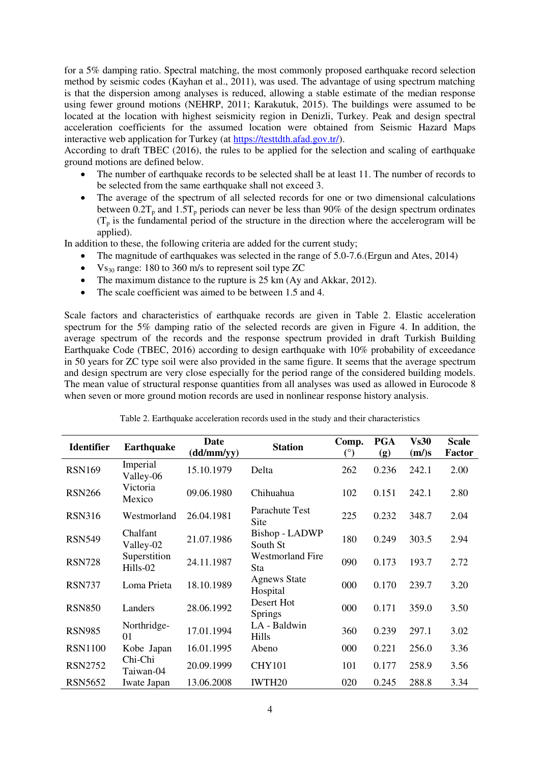for a 5% damping ratio. Spectral matching, the most commonly proposed earthquake record selection method by seismic codes (Kayhan et al., 2011), was used. The advantage of using spectrum matching is that the dispersion among analyses is reduced, allowing a stable estimate of the median response using fewer ground motions (NEHRP, 2011; Karakutuk, 2015). The buildings were assumed to be located at the location with highest seismicity region in Denizli, Turkey. Peak and design spectral acceleration coefficients for the assumed location were obtained from Seismic Hazard Maps interactive web application for Turkey (at https://testtdth.afad.gov.tr/).

According to draft TBEC (2016), the rules to be applied for the selection and scaling of earthquake ground motions are defined below.

- The number of earthquake records to be selected shall be at least 11. The number of records to be selected from the same earthquake shall not exceed 3.
- The average of the spectrum of all selected records for one or two dimensional calculations between $0.2T_p$ and $1.5T_p$ periods can never be less than 90% of the design spectrum ordinates ($T_p$ is the fundamental period of the structure in the direction where the accelerogram will be applied).

In addition to these, the following criteria are added for the current study;

- The magnitude of earthquakes was selected in the range of 5.0-7.6.(Ergun and Ates, 2014)
- $Vs_{30}$ range: 180 to 360 m/s to represent soil type ZC
- The maximum distance to the rupture is 25 km (Ay and Akkar, 2012).
- The scale coefficient was aimed to be between 1.5 and 4.

Scale factors and characteristics of earthquake records are given in Table 2. Elastic acceleration spectrum for the 5% damping ratio of the selected records are given in Figure 4. In addition, the average spectrum of the records and the response spectrum provided in draft Turkish Building Earthquake Code (TBEC, 2016) according to design earthquake with 10% probability of exceedance in 50 years for ZC type soil were also provided in the same figure. It seems that the average spectrum and design spectrum are very close especially for the period range of the considered building models. The mean value of structural response quantities from all analyses was used as allowed in Eurocode 8 when seven or more ground motion records are used in nonlinear response history analysis.

Table 2. Earthquake acceleration records used in the study and their characteristics

| Identifier | Earthquake | Date (dd/mm/yy) | Station | Comp. (°) | PGA (g) | Vs30 (m/)s | Scale Factor |
|---|---|---|---|---|---|---|---|
| RSN169 | Imperial Valley-06 | 15.10.1979 | Delta | 262 | 0.236 | 242.1 | 2.00 |
| RSN266 | Victoria Mexico | 09.06.1980 | Chihuahua | 102 | 0.151 | 242.1 | 2.80 |
| RSN316 | Westmorland | 26.04.1981 | Parachute Test Site | 225 | 0.232 | 348.7 | 2.04 |
| RSN549 | Chalfant Valley-02 | 21.07.1986 | Bishop - LADWP South St | 180 | 0.249 | 303.5 | 2.94 |
| RSN728 | Superstition Hills-02 | 24.11.1987 | Westmorland Fire Sta | 090 | 0.173 | 193.7 | 2.72 |
| RSN737 | Loma Prieta | 18.10.1989 | Agnews State Hospital | 000 | 0.170 | 239.7 | 3.20 |
| RSN850 | Landers | 28.06.1992 | Desert Hot Springs | 000 | 0.171 | 359.0 | 3.50 |
| RSN985 | Northridge-01 | 17.01.1994 | LA - Baldwin Hills | 360 | 0.239 | 297.1 | 3.02 |
| RSN1100 | Kobe Japan | 16.01.1995 | Abeno | 000 | 0.221 | 256.0 | 3.36 |
| RSN2752 | Chi-Chi Taiwan-04 | 20.09.1999 | CHY101 | 101 | 0.177 | 258.9 | 3.56 |
| RSN5652 | Iwate Japan | 13.06.2008 | IWTH20 | 020 | 0.245 | 288.8 | 3.34 |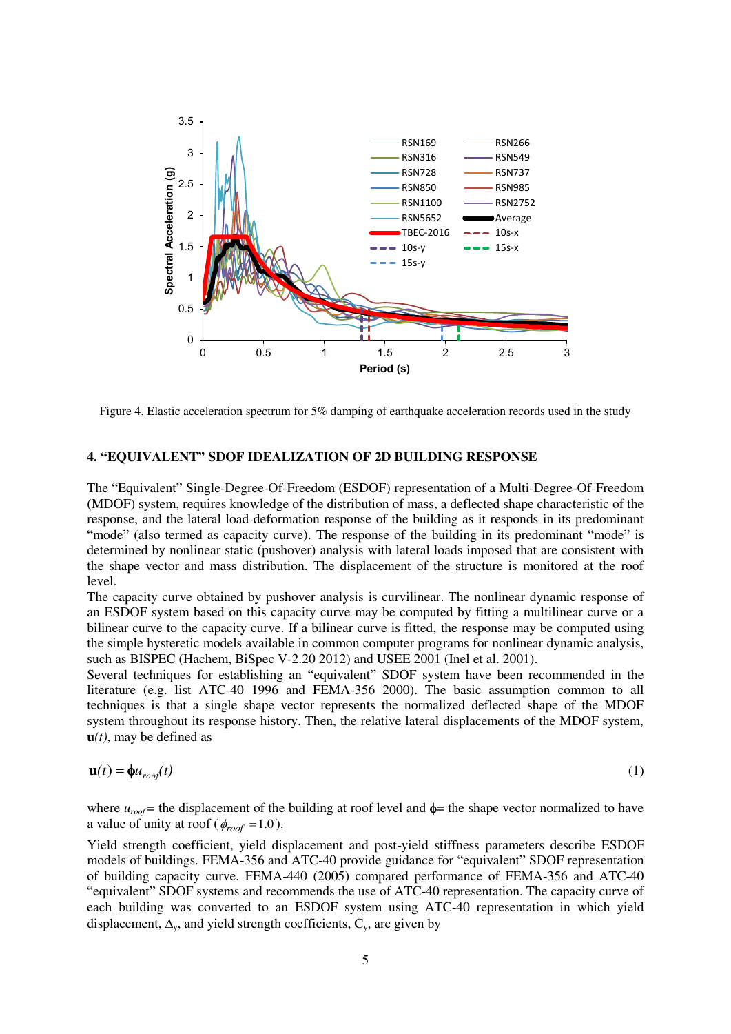Figure 4. Elastic acceleration spectrum for 5% damping of earthquake acceleration records used in the study

## 4. "EQUIVALENT" SDOF IDEALIZATION OF 2D BUILDING RESPONSE

The "Equivalent" Single-Degree-Of-Freedom (ESDOF) representation of a Multi-Degree-Of-Freedom (MDOF) system, requires knowledge of the distribution of mass, a deflected shape characteristic of the response, and the lateral load-deformation response of the building as it responds in its predominant "mode" (also termed as capacity curve). The response of the building in its predominant "mode" is determined by nonlinear static (pushover) analysis with lateral loads imposed that are consistent with the shape vector and mass distribution. The displacement of the structure is monitored at the roof level.

The capacity curve obtained by pushover analysis is curvilinear. The nonlinear dynamic response of an ESDOF system based on this capacity curve may be computed by fitting a multilinear curve or a bilinear curve to the capacity curve. If a bilinear curve is fitted, the response may be computed using the simple hysteretic models available in common computer programs for nonlinear dynamic analysis, such as BISPEC (Hachem, BiSpec V-2.20 2012) and USEE 2001 (Inel et al. 2001).

Several techniques for establishing an "equivalent" SDOF system have been recommended in the literature (e.g. list ATC-40 1996 and FEMA-356 2000). The basic assumption common to all techniques is that a single shape vector represents the normalized deflected shape of the MDOF system throughout its response history. Then, the relative lateral displacements of the MDOF system, $\mathbf{u}(t)$, may be defined as

$$\mathbf{u}(t) = \boldsymbol{\phi} u_{roof}(t) \tag{1}$$

where $u_{roof}$ = the displacement of the building at roof level and $\boldsymbol{\phi}$ = the shape vector normalized to have a value of unity at roof ($\phi_{roof} = 1.0$).

Yield strength coefficient, yield displacement and post-yield stiffness parameters describe ESDOF models of buildings. FEMA-356 and ATC-40 provide guidance for "equivalent" SDOF representation of building capacity curve. FEMA-440 (2005) compared performance of FEMA-356 and ATC-40 "equivalent" SDOF systems and recommends the use of ATC-40 representation. The capacity curve of each building was converted to an ESDOF system using ATC-40 representation in which yield displacement, $\Delta_y$, and yield strength coefficients, $C_y$, are given by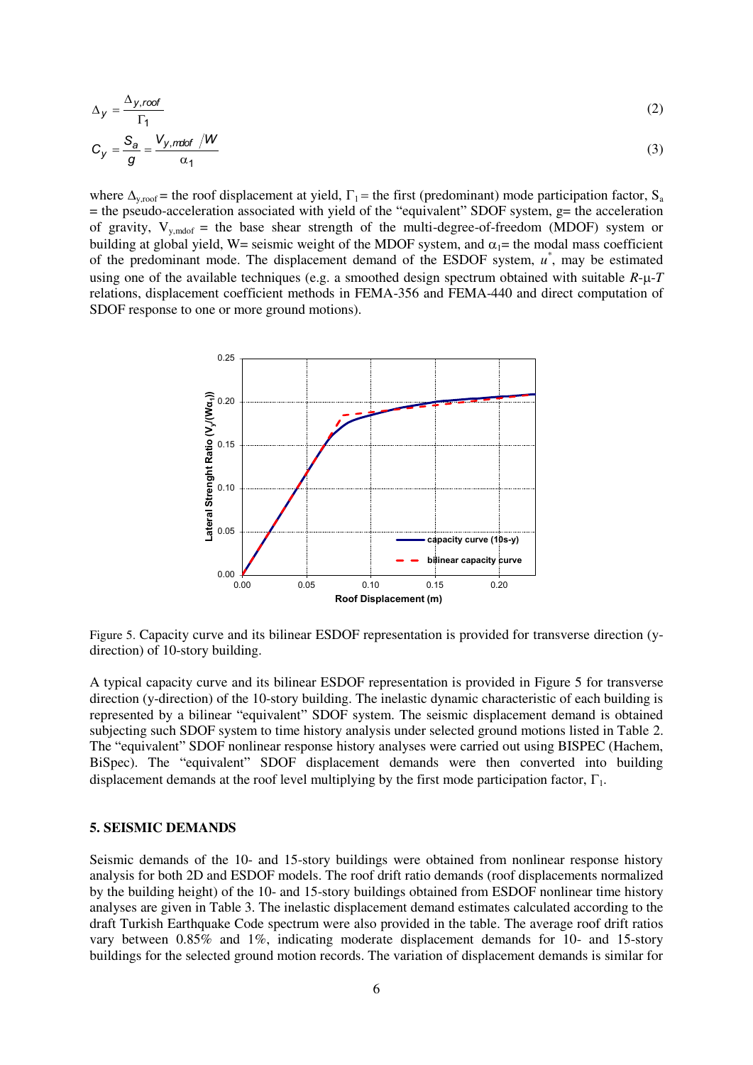$$\Delta_y = \frac{\Delta_{y,roof}}{\Gamma_1} \tag{2}$$

$$C_y = \frac{S_a}{g} = \frac{V_{y,mdof}/W}{\alpha_1} \tag{3}$$

where $\Delta_{y,roof}$ = the roof displacement at yield, $\Gamma_1$ = the first (predominant) mode participation factor, $S_a$ = the pseudo-acceleration associated with yield of the "equivalent" SDOF system, g= the acceleration of gravity, $V_{y,mdof}$ = the base shear strength of the multi-degree-of-freedom (MDOF) system or building at global yield, W= seismic weight of the MDOF system, and $\alpha_1$= the modal mass coefficient of the predominant mode. The displacement demand of the ESDOF system, $u^*$, may be estimated using one of the available techniques (e.g. a smoothed design spectrum obtained with suitable *R*-μ-*T* relations, displacement coefficient methods in FEMA-356 and FEMA-440 and direct computation of SDOF response to one or more ground motions).

Figure 5. Capacity curve and its bilinear ESDOF representation is provided for transverse direction (y-direction) of 10-story building.

A typical capacity curve and its bilinear ESDOF representation is provided in Figure 5 for transverse direction (y-direction) of the 10-story building. The inelastic dynamic characteristic of each building is represented by a bilinear "equivalent" SDOF system. The seismic displacement demand is obtained subjecting such SDOF system to time history analysis under selected ground motions listed in Table 2. The "equivalent" SDOF nonlinear response history analyses were carried out using BISPEC (Hachem, BiSpec). The "equivalent" SDOF displacement demands were then converted into building displacement demands at the roof level multiplying by the first mode participation factor, $\Gamma_1$.

## 5. SEISMIC DEMANDS

Seismic demands of the 10- and 15-story buildings were obtained from nonlinear response history analysis for both 2D and ESDOF models. The roof drift ratio demands (roof displacements normalized by the building height) of the 10- and 15-story buildings obtained from ESDOF nonlinear time history analyses are given in Table 3. The inelastic displacement demand estimates calculated according to the draft Turkish Earthquake Code spectrum were also provided in the table. The average roof drift ratios vary between 0.85% and 1%, indicating moderate displacement demands for 10- and 15-story buildings for the selected ground motion records. The variation of displacement demands is similar for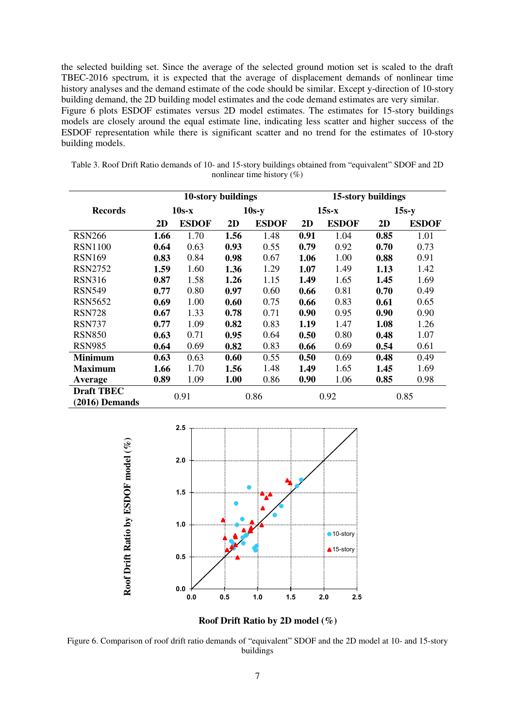the selected building set. Since the average of the selected ground motion set is scaled to the draft TBEC-2016 spectrum, it is expected that the average of displacement demands of nonlinear time history analyses and the demand estimate of the code should be similar. Except y-direction of 10-story building demand, the 2D building model estimates and the code demand estimates are very similar.

Figure 6 plots ESDOF estimates versus 2D model estimates. The estimates for 15-story buildings models are closely around the equal estimate line, indicating less scatter and higher success of the ESDOF representation while there is significant scatter and no trend for the estimates of 10-story building models.

Table 3. Roof Drift Ratio demands of 10- and 15-story buildings obtained from "equivalent" SDOF and 2D nonlinear time history (%)

| Records | 10-story buildings | | | | 15-story buildings | | | |
|---|---|---|---|---|---|---|---|---|
| | 10s-x | | 10s-y | | 15s-x | | 15s-y | |
| | 2D | ESDOF | 2D | ESDOF | 2D | ESDOF | 2D | ESDOF |
| RSN266 | **1.66** | 1.70 | **1.56** | 1.48 | **0.91** | 1.04 | **0.85** | 1.01 |
| RSN1100 | **0.64** | 0.63 | **0.93** | 0.55 | **0.79** | 0.92 | **0.70** | 0.73 |
| RSN169 | **0.83** | 0.84 | **0.98** | 0.67 | **1.06** | 1.00 | **0.88** | 0.91 |
| RSN2752 | **1.59** | 1.60 | **1.36** | 1.29 | **1.07** | 1.49 | **1.13** | 1.42 |
| RSN316 | **0.87** | 1.58 | **1.26** | 1.15 | **1.49** | 1.65 | **1.45** | 1.69 |
| RSN549 | **0.77** | 0.80 | **0.97** | 0.60 | **0.66** | 0.81 | **0.70** | 0.49 |
| RSN5652 | **0.69** | 1.00 | **0.60** | 0.75 | **0.66** | 0.83 | **0.61** | 0.65 |
| RSN728 | **0.67** | 1.33 | **0.78** | 0.71 | **0.90** | 0.95 | **0.90** | 0.90 |
| RSN737 | **0.77** | 1.09 | **0.82** | 0.83 | **1.19** | 1.47 | **1.08** | 1.26 |
| RSN850 | **0.63** | 0.71 | **0.95** | 0.64 | **0.50** | 0.80 | **0.48** | 1.07 |
| RSN985 | **0.64** | 0.69 | **0.82** | 0.83 | **0.66** | 0.69 | **0.54** | 0.61 |
| **Minimum** | **0.63** | 0.63 | **0.60** | 0.55 | **0.50** | 0.69 | **0.48** | 0.49 |
| **Maximum** | **1.66** | 1.70 | **1.56** | 1.48 | **1.49** | 1.65 | **1.45** | 1.69 |
| **Average** | **0.89** | 1.09 | **1.00** | 0.86 | **0.90** | 1.06 | **0.85** | 0.98 |
| **Draft TBEC (2016) Demands** | 0.91 | | 0.86 | | 0.92 | | 0.85 | |

Figure 6. Comparison of roof drift ratio demands of "equivalent" SDOF and the 2D model at 10- and 15-story buildings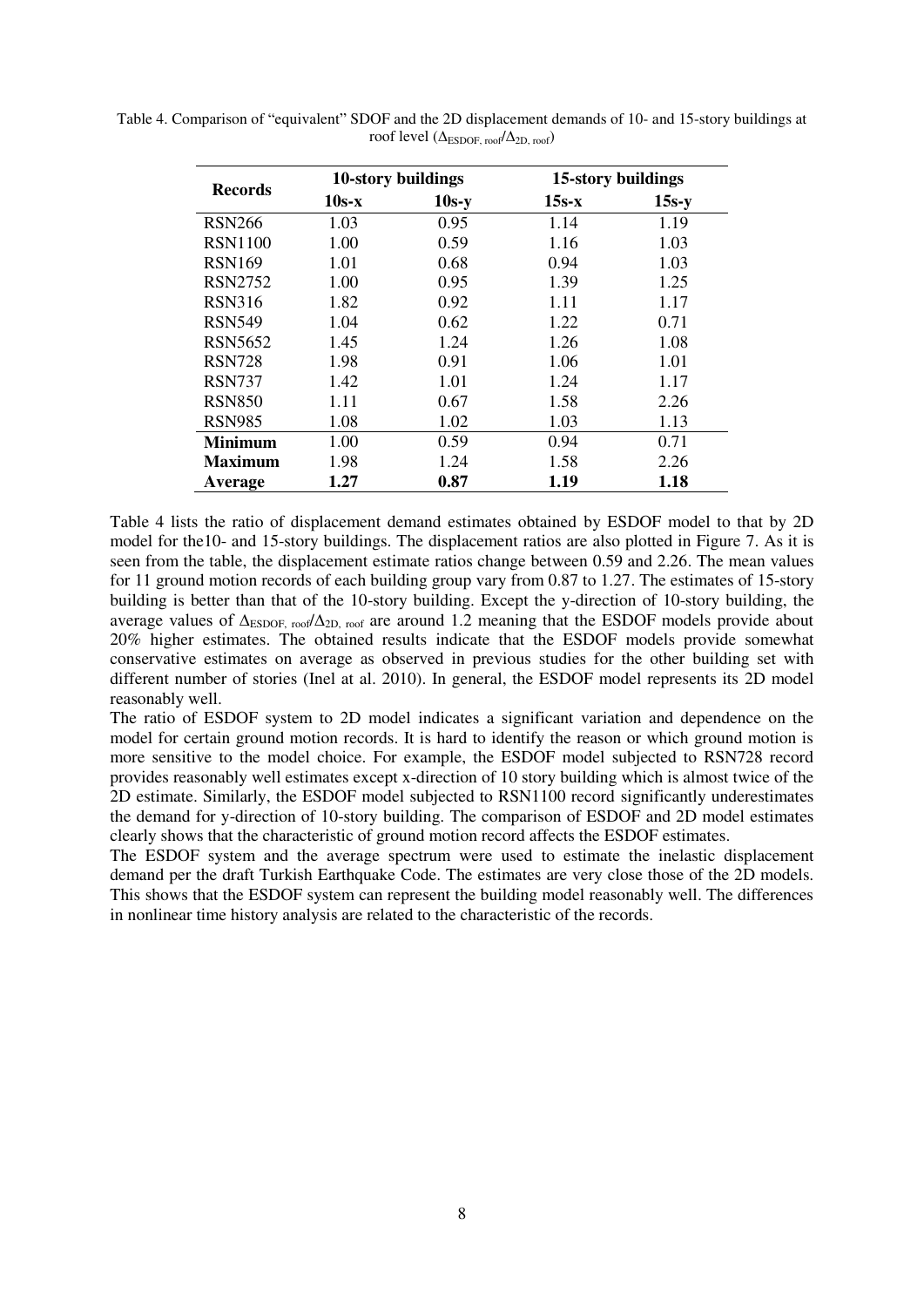Table 4. Comparison of "equivalent" SDOF and the 2D displacement demands of 10- and 15-story buildings at roof level ($\Delta_{ESDOF,\ roof}/\Delta_{2D,\ roof}$)

| Records | 10-story buildings | | 15-story buildings | |
|---|---|---|---|---|
| | **10s-x** | **10s-y** | **15s-x** | **15s-y** |
| RSN266 | 1.03 | 0.95 | 1.14 | 1.19 |
| RSN1100 | 1.00 | 0.59 | 1.16 | 1.03 |
| RSN169 | 1.01 | 0.68 | 0.94 | 1.03 |
| RSN2752 | 1.00 | 0.95 | 1.39 | 1.25 |
| RSN316 | 1.82 | 0.92 | 1.11 | 1.17 |
| RSN549 | 1.04 | 0.62 | 1.22 | 0.71 |
| RSN5652 | 1.45 | 1.24 | 1.26 | 1.08 |
| RSN728 | 1.98 | 0.91 | 1.06 | 1.01 |
| RSN737 | 1.42 | 1.01 | 1.24 | 1.17 |
| RSN850 | 1.11 | 0.67 | 1.58 | 2.26 |
| RSN985 | 1.08 | 1.02 | 1.03 | 1.13 |
| **Minimum** | 1.00 | 0.59 | 0.94 | 0.71 |
| **Maximum** | 1.98 | 1.24 | 1.58 | 2.26 |
| **Average** | **1.27** | **0.87** | **1.19** | **1.18** |

Table 4 lists the ratio of displacement demand estimates obtained by ESDOF model to that by 2D model for the10- and 15-story buildings. The displacement ratios are also plotted in Figure 7. As it is seen from the table, the displacement estimate ratios change between 0.59 and 2.26. The mean values for 11 ground motion records of each building group vary from 0.87 to 1.27. The estimates of 15-story building is better than that of the 10-story building. Except the y-direction of 10-story building, the average values of $\Delta_{ESDOF,\ roof}/\Delta_{2D,\ roof}$ are around 1.2 meaning that the ESDOF models provide about 20% higher estimates. The obtained results indicate that the ESDOF models provide somewhat conservative estimates on average as observed in previous studies for the other building set with different number of stories (Inel at al. 2010). In general, the ESDOF model represents its 2D model reasonably well.

The ratio of ESDOF system to 2D model indicates a significant variation and dependence on the model for certain ground motion records. It is hard to identify the reason or which ground motion is more sensitive to the model choice. For example, the ESDOF model subjected to RSN728 record provides reasonably well estimates except x-direction of 10 story building which is almost twice of the 2D estimate. Similarly, the ESDOF model subjected to RSN1100 record significantly underestimates the demand for y-direction of 10-story building. The comparison of ESDOF and 2D model estimates clearly shows that the characteristic of ground motion record affects the ESDOF estimates.

The ESDOF system and the average spectrum were used to estimate the inelastic displacement demand per the draft Turkish Earthquake Code. The estimates are very close those of the 2D models. This shows that the ESDOF system can represent the building model reasonably well. The differences in nonlinear time history analysis are related to the characteristic of the records.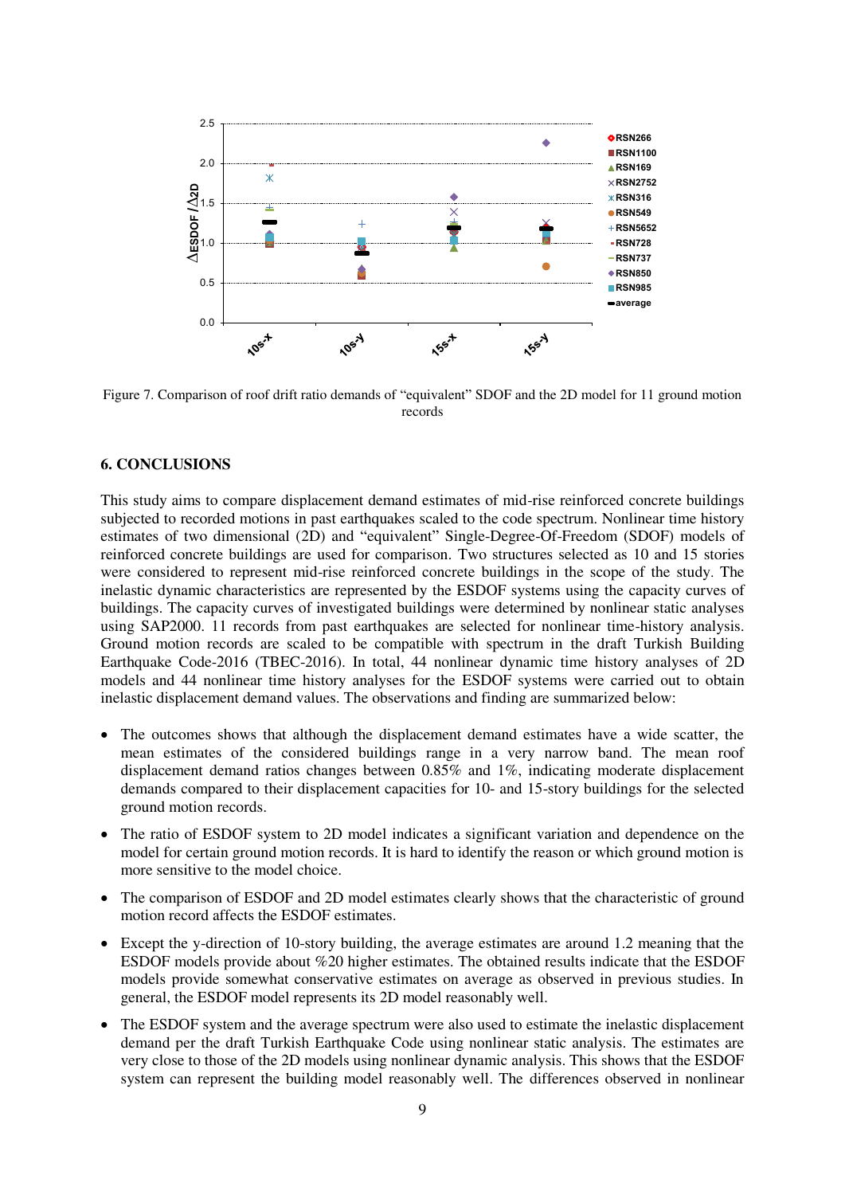Figure 7. Comparison of roof drift ratio demands of "equivalent" SDOF and the 2D model for 11 ground motion records

## 6. CONCLUSIONS

This study aims to compare displacement demand estimates of mid-rise reinforced concrete buildings subjected to recorded motions in past earthquakes scaled to the code spectrum. Nonlinear time history estimates of two dimensional (2D) and "equivalent" Single-Degree-Of-Freedom (SDOF) models of reinforced concrete buildings are used for comparison. Two structures selected as 10 and 15 stories were considered to represent mid-rise reinforced concrete buildings in the scope of the study. The inelastic dynamic characteristics are represented by the ESDOF systems using the capacity curves of buildings. The capacity curves of investigated buildings were determined by nonlinear static analyses using SAP2000. 11 records from past earthquakes are selected for nonlinear time-history analysis. Ground motion records are scaled to be compatible with spectrum in the draft Turkish Building Earthquake Code-2016 (TBEC-2016). In total, 44 nonlinear dynamic time history analyses of 2D models and 44 nonlinear time history analyses for the ESDOF systems were carried out to obtain inelastic displacement demand values. The observations and finding are summarized below:

- The outcomes shows that although the displacement demand estimates have a wide scatter, the mean estimates of the considered buildings range in a very narrow band. The mean roof displacement demand ratios changes between 0.85% and 1%, indicating moderate displacement demands compared to their displacement capacities for 10- and 15-story buildings for the selected ground motion records.
- The ratio of ESDOF system to 2D model indicates a significant variation and dependence on the model for certain ground motion records. It is hard to identify the reason or which ground motion is more sensitive to the model choice.
- The comparison of ESDOF and 2D model estimates clearly shows that the characteristic of ground motion record affects the ESDOF estimates.
- Except the y-direction of 10-story building, the average estimates are around 1.2 meaning that the ESDOF models provide about %20 higher estimates. The obtained results indicate that the ESDOF models provide somewhat conservative estimates on average as observed in previous studies. In general, the ESDOF model represents its 2D model reasonably well.
- The ESDOF system and the average spectrum were also used to estimate the inelastic displacement demand per the draft Turkish Earthquake Code using nonlinear static analysis. The estimates are very close to those of the 2D models using nonlinear dynamic analysis. This shows that the ESDOF system can represent the building model reasonably well. The differences observed in nonlinear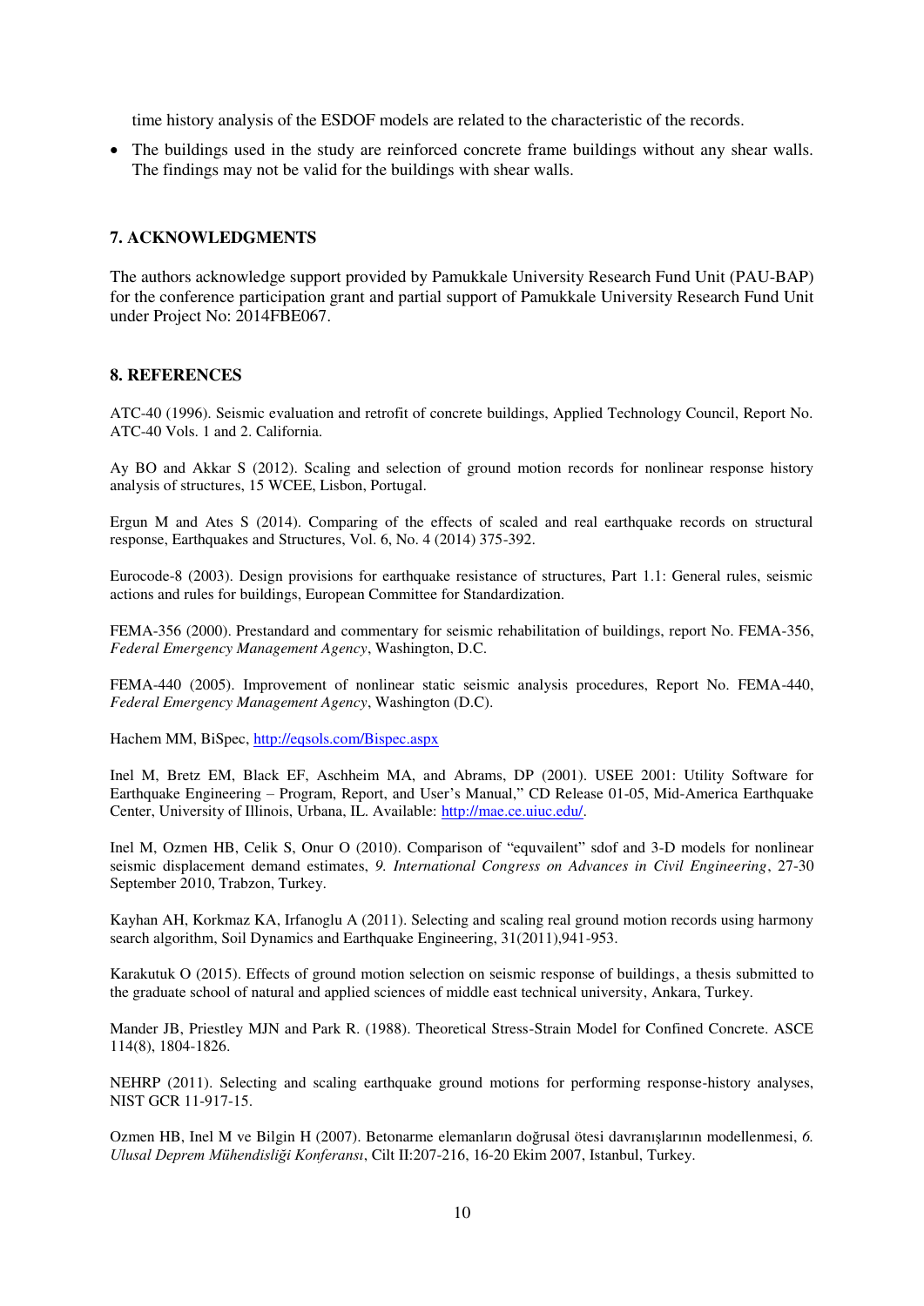time history analysis of the ESDOF models are related to the characteristic of the records.

- The buildings used in the study are reinforced concrete frame buildings without any shear walls. The findings may not be valid for the buildings with shear walls.

## 7. ACKNOWLEDGMENTS

The authors acknowledge support provided by Pamukkale University Research Fund Unit (PAU-BAP) for the conference participation grant and partial support of Pamukkale University Research Fund Unit under Project No: 2014FBE067.

## 8. REFERENCES

ATC-40 (1996). Seismic evaluation and retrofit of concrete buildings, Applied Technology Council, Report No. ATC-40 Vols. 1 and 2. California.

Ay BO and Akkar S (2012). Scaling and selection of ground motion records for nonlinear response history analysis of structures, 15 WCEE, Lisbon, Portugal.

Ergun M and Ates S (2014). Comparing of the effects of scaled and real earthquake records on structural response, Earthquakes and Structures, Vol. 6, No. 4 (2014) 375-392.

Eurocode-8 (2003). Design provisions for earthquake resistance of structures, Part 1.1: General rules, seismic actions and rules for buildings, European Committee for Standardization.

FEMA-356 (2000). Prestandard and commentary for seismic rehabilitation of buildings, report No. FEMA-356, *Federal Emergency Management Agency*, Washington, D.C.

FEMA-440 (2005). Improvement of nonlinear static seismic analysis procedures, Report No. FEMA-440, *Federal Emergency Management Agency*, Washington (D.C).

Hachem MM, BiSpec, http://eqsols.com/Bispec.aspx

Inel M, Bretz EM, Black EF, Aschheim MA, and Abrams, DP (2001). USEE 2001: Utility Software for Earthquake Engineering – Program, Report, and User's Manual," CD Release 01-05, Mid-America Earthquake Center, University of Illinois, Urbana, IL. Available: http://mae.ce.uiuc.edu/.

Inel M, Ozmen HB, Celik S, Onur O (2010). Comparison of "equvailent" sdof and 3-D models for nonlinear seismic displacement demand estimates, *9. International Congress on Advances in Civil Engineering*, 27-30 September 2010, Trabzon, Turkey.

Kayhan AH, Korkmaz KA, Irfanoglu A (2011). Selecting and scaling real ground motion records using harmony search algorithm, Soil Dynamics and Earthquake Engineering, 31(2011),941-953.

Karakutuk O (2015). Effects of ground motion selection on seismic response of buildings, a thesis submitted to the graduate school of natural and applied sciences of middle east technical university, Ankara, Turkey.

Mander JB, Priestley MJN and Park R. (1988). Theoretical Stress-Strain Model for Confined Concrete. ASCE 114(8), 1804-1826.

NEHRP (2011). Selecting and scaling earthquake ground motions for performing response-history analyses, NIST GCR 11-917-15.

Ozmen HB, Inel M ve Bilgin H (2007). Betonarme elemanların doğrusal ötesi davranışlarının modellenmesi, *6. Ulusal Deprem Mühendisliği Konferansı*, Cilt II:207-216, 16-20 Ekim 2007, Istanbul, Turkey.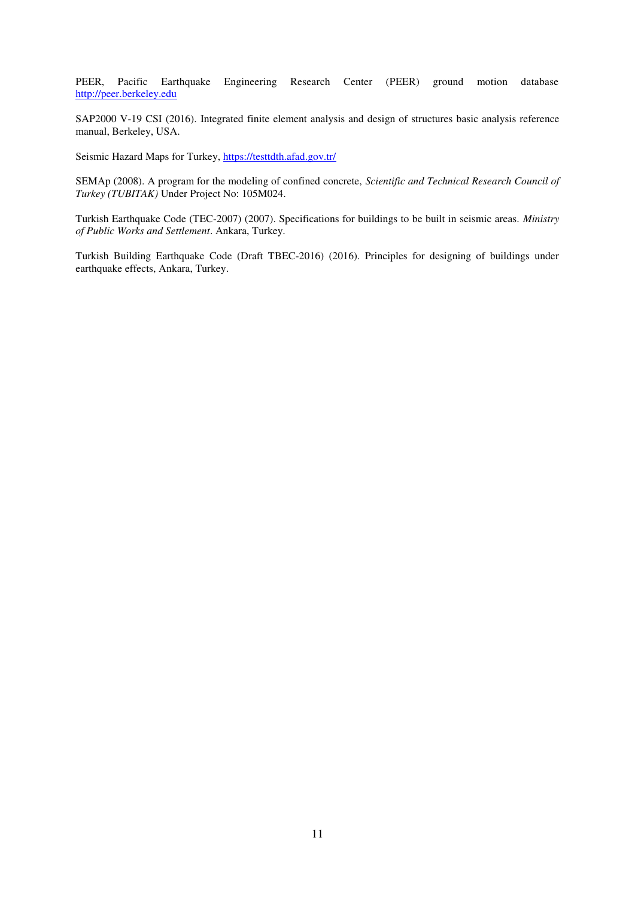PEER, Pacific Earthquake Engineering Research Center (PEER) ground motion database http://peer.berkeley.edu

SAP2000 V-19 CSI (2016). Integrated finite element analysis and design of structures basic analysis reference manual, Berkeley, USA.

Seismic Hazard Maps for Turkey, https://testtdth.afad.gov.tr/

SEMAp (2008). A program for the modeling of confined concrete, *Scientific and Technical Research Council of Turkey (TUBITAK)* Under Project No: 105M024.

Turkish Earthquake Code (TEC-2007) (2007). Specifications for buildings to be built in seismic areas. *Ministry of Public Works and Settlement*. Ankara, Turkey.

Turkish Building Earthquake Code (Draft TBEC-2016) (2016). Principles for designing of buildings under earthquake effects, Ankara, Turkey.